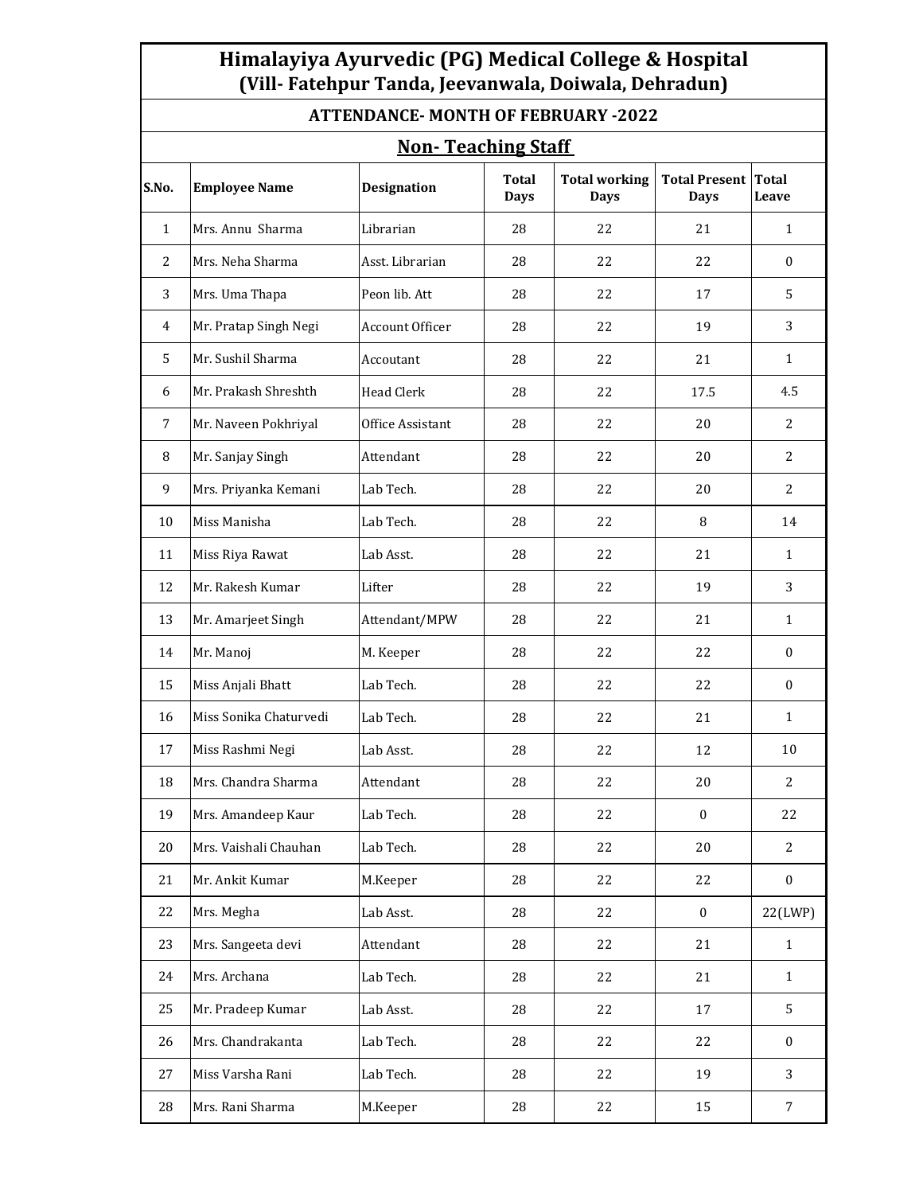# Himalayiya Ayurvedic (PG) Medical College & Hospital
## (Vill- Fatehpur Tanda, Jeevanwala, Doiwala, Dehradun)

### ATTENDANCE- MONTH OF FEBRUARY -2022

### Non- Teaching Staff

| S.No. | Employee Name | Designation | Total Days | Total working Days | Total Present Days | Total Leave |
|---|---|---|---|---|---|---|
| 1 | Mrs. Annu Sharma | Librarian | 28 | 22 | 21 | 1 |
| 2 | Mrs. Neha Sharma | Asst. Librarian | 28 | 22 | 22 | 0 |
| 3 | Mrs. Uma Thapa | Peon lib. Att | 28 | 22 | 17 | 5 |
| 4 | Mr. Pratap Singh Negi | Account Officer | 28 | 22 | 19 | 3 |
| 5 | Mr. Sushil Sharma | Accoutant | 28 | 22 | 21 | 1 |
| 6 | Mr. Prakash Shreshth | Head Clerk | 28 | 22 | 17.5 | 4.5 |
| 7 | Mr. Naveen Pokhriyal | Office Assistant | 28 | 22 | 20 | 2 |
| 8 | Mr. Sanjay Singh | Attendant | 28 | 22 | 20 | 2 |
| 9 | Mrs. Priyanka Kemani | Lab Tech. | 28 | 22 | 20 | 2 |
| 10 | Miss Manisha | Lab Tech. | 28 | 22 | 8 | 14 |
| 11 | Miss Riya Rawat | Lab Asst. | 28 | 22 | 21 | 1 |
| 12 | Mr. Rakesh Kumar | Lifter | 28 | 22 | 19 | 3 |
| 13 | Mr. Amarjeet Singh | Attendant/MPW | 28 | 22 | 21 | 1 |
| 14 | Mr. Manoj | M. Keeper | 28 | 22 | 22 | 0 |
| 15 | Miss Anjali Bhatt | Lab Tech. | 28 | 22 | 22 | 0 |
| 16 | Miss Sonika Chaturvedi | Lab Tech. | 28 | 22 | 21 | 1 |
| 17 | Miss Rashmi Negi | Lab Asst. | 28 | 22 | 12 | 10 |
| 18 | Mrs. Chandra Sharma | Attendant | 28 | 22 | 20 | 2 |
| 19 | Mrs. Amandeep Kaur | Lab Tech. | 28 | 22 | 0 | 22 |
| 20 | Mrs. Vaishali Chauhan | Lab Tech. | 28 | 22 | 20 | 2 |
| 21 | Mr. Ankit Kumar | M.Keeper | 28 | 22 | 22 | 0 |
| 22 | Mrs. Megha | Lab Asst. | 28 | 22 | 0 | 22(LWP) |
| 23 | Mrs. Sangeeta devi | Attendant | 28 | 22 | 21 | 1 |
| 24 | Mrs. Archana | Lab Tech. | 28 | 22 | 21 | 1 |
| 25 | Mr. Pradeep Kumar | Lab Asst. | 28 | 22 | 17 | 5 |
| 26 | Mrs. Chandrakanta | Lab Tech. | 28 | 22 | 22 | 0 |
| 27 | Miss Varsha Rani | Lab Tech. | 28 | 22 | 19 | 3 |
| 28 | Mrs. Rani Sharma | M.Keeper | 28 | 22 | 15 | 7 |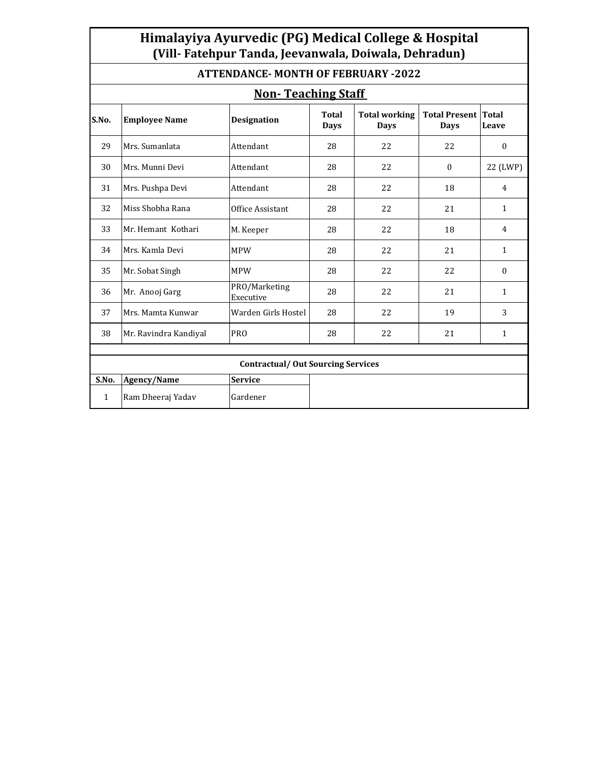# Himalayiya Ayurvedic (PG) Medical College & Hospital
## (Vill- Fatehpur Tanda, Jeevanwala, Doiwala, Dehradun)

### ATTENDANCE- MONTH OF FEBRUARY -2022

### Non- Teaching Staff

| S.No. | Employee Name | Designation | Total Days | Total working Days | Total Present Days | Total Leave |
|---|---|---|---|---|---|---|
| 29 | Mrs. Sumanlata | Attendant | 28 | 22 | 22 | 0 |
| 30 | Mrs. Munni Devi | Attendant | 28 | 22 | 0 | 22 (LWP) |
| 31 | Mrs. Pushpa Devi | Attendant | 28 | 22 | 18 | 4 |
| 32 | Miss Shobha Rana | Office Assistant | 28 | 22 | 21 | 1 |
| 33 | Mr. Hemant Kothari | M. Keeper | 28 | 22 | 18 | 4 |
| 34 | Mrs. Kamla Devi | MPW | 28 | 22 | 21 | 1 |
| 35 | Mr. Sobat Singh | MPW | 28 | 22 | 22 | 0 |
| 36 | Mr. Anooj Garg | PRO/Marketing Executive | 28 | 22 | 21 | 1 |
| 37 | Mrs. Mamta Kunwar | Warden Girls Hostel | 28 | 22 | 19 | 3 |
| 38 | Mr. Ravindra Kandiyal | PRO | 28 | 22 | 21 | 1 |

### Contractual/ Out Sourcing Services

| S.No. | Agency/Name | Service |
|---|---|---|
| 1 | Ram Dheeraj Yadav | Gardener |